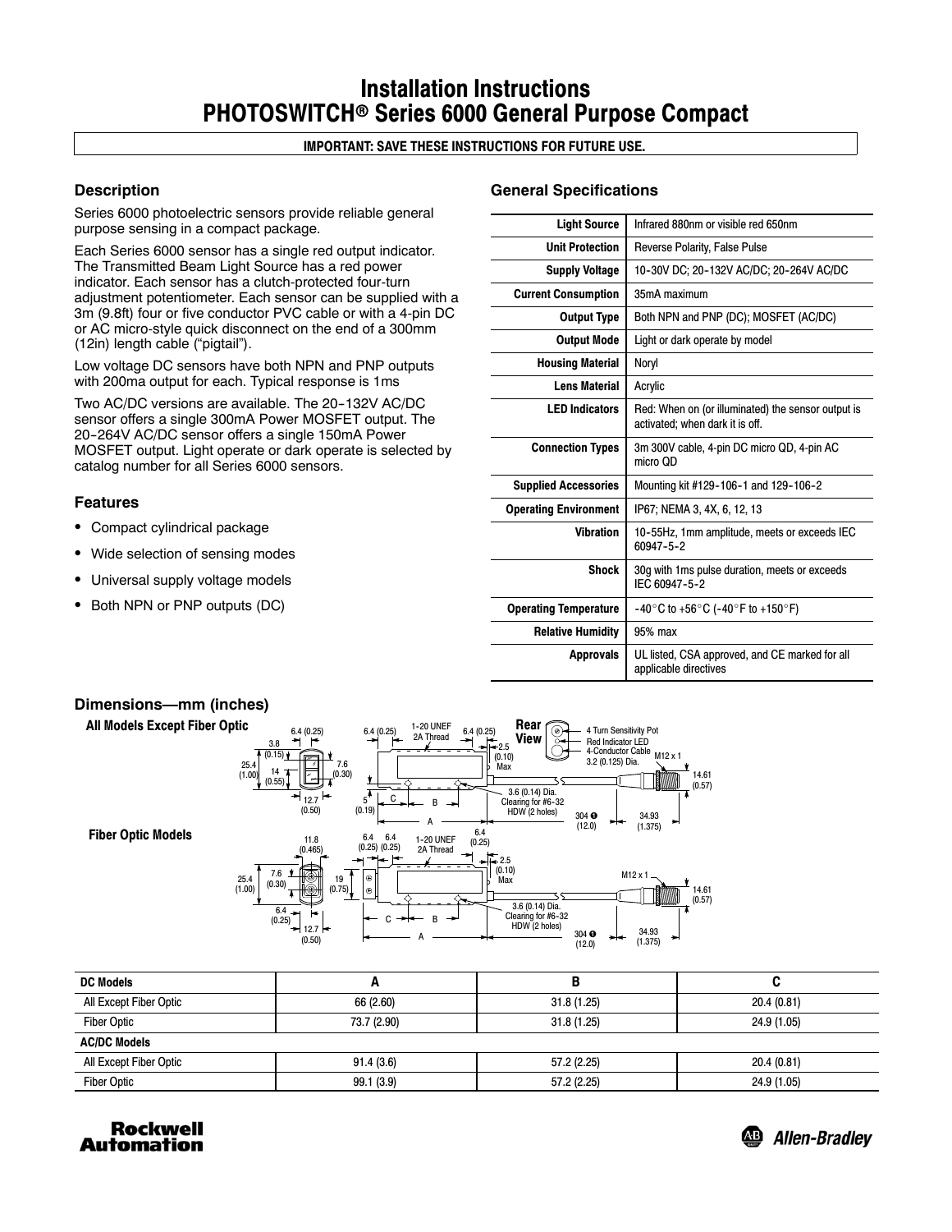# Installation Instructions
# PHOTOSWITCH® Series 6000 General Purpose Compact

**IMPORTANT: SAVE THESE INSTRUCTIONS FOR FUTURE USE.**

## Description

Series 6000 photoelectric sensors provide reliable general purpose sensing in a compact package.

Each Series 6000 sensor has a single red output indicator. The Transmitted Beam Light Source has a red power indicator. Each sensor has a clutch-protected four-turn adjustment potentiometer. Each sensor can be supplied with a 3m (9.8ft) four or five conductor PVC cable or with a 4-pin DC or AC micro-style quick disconnect on the end of a 300mm (12in) length cable ("pigtail").

Low voltage DC sensors have both NPN and PNP outputs with 200ma output for each. Typical response is 1ms

Two AC/DC versions are available. The 20–132V AC/DC sensor offers a single 300mA Power MOSFET output. The 20–264V AC/DC sensor offers a single 150mA Power MOSFET output. Light operate or dark operate is selected by catalog number for all Series 6000 sensors.

## Features

- Compact cylindrical package
- Wide selection of sensing modes
- Universal supply voltage models
- Both NPN or PNP outputs (DC)

## General Specifications

| | |
|---|---|
| **Light Source** | Infrared 880nm or visible red 650nm |
| **Unit Protection** | Reverse Polarity, False Pulse |
| **Supply Voltage** | 10–30V DC; 20–132V AC/DC; 20–264V AC/DC |
| **Current Consumption** | 35mA maximum |
| **Output Type** | Both NPN and PNP (DC); MOSFET (AC/DC) |
| **Output Mode** | Light or dark operate by model |
| **Housing Material** | Noryl |
| **Lens Material** | Acrylic |
| **LED Indicators** | Red: When on (or illuminated) the sensor output is activated; when dark it is off. |
| **Connection Types** | 3m 300V cable, 4-pin DC micro QD, 4-pin AC micro QD |
| **Supplied Accessories** | Mounting kit #129-106-1 and 129-106-2 |
| **Operating Environment** | IP67; NEMA 3, 4X, 6, 12, 13 |
| **Vibration** | 10–55Hz, 1mm amplitude, meets or exceeds IEC 60947-5-2 |
| **Shock** | 30g with 1ms pulse duration, meets or exceeds IEC 60947-5-2 |
| **Operating Temperature** | –40°C to +56°C (–40°F to +150°F) |
| **Relative Humidity** | 95% max |
| **Approvals** | UL listed, CSA approved, and CE marked for all applicable directives |

## Dimensions—mm (inches)

**All Models Except Fiber Optic**

**Fiber Optic Models**

| DC Models | A | B | C |
|---|---|---|---|
| All Except Fiber Optic | 66 (2.60) | 31.8 (1.25) | 20.4 (0.81) |
| Fiber Optic | 73.7 (2.90) | 31.8 (1.25) | 24.9 (1.05) |
| **AC/DC Models** | | | |
| All Except Fiber Optic | 91.4 (3.6) | 57.2 (2.25) | 20.4 (0.81) |
| Fiber Optic | 99.1 (3.9) | 57.2 (2.25) | 24.9 (1.05) |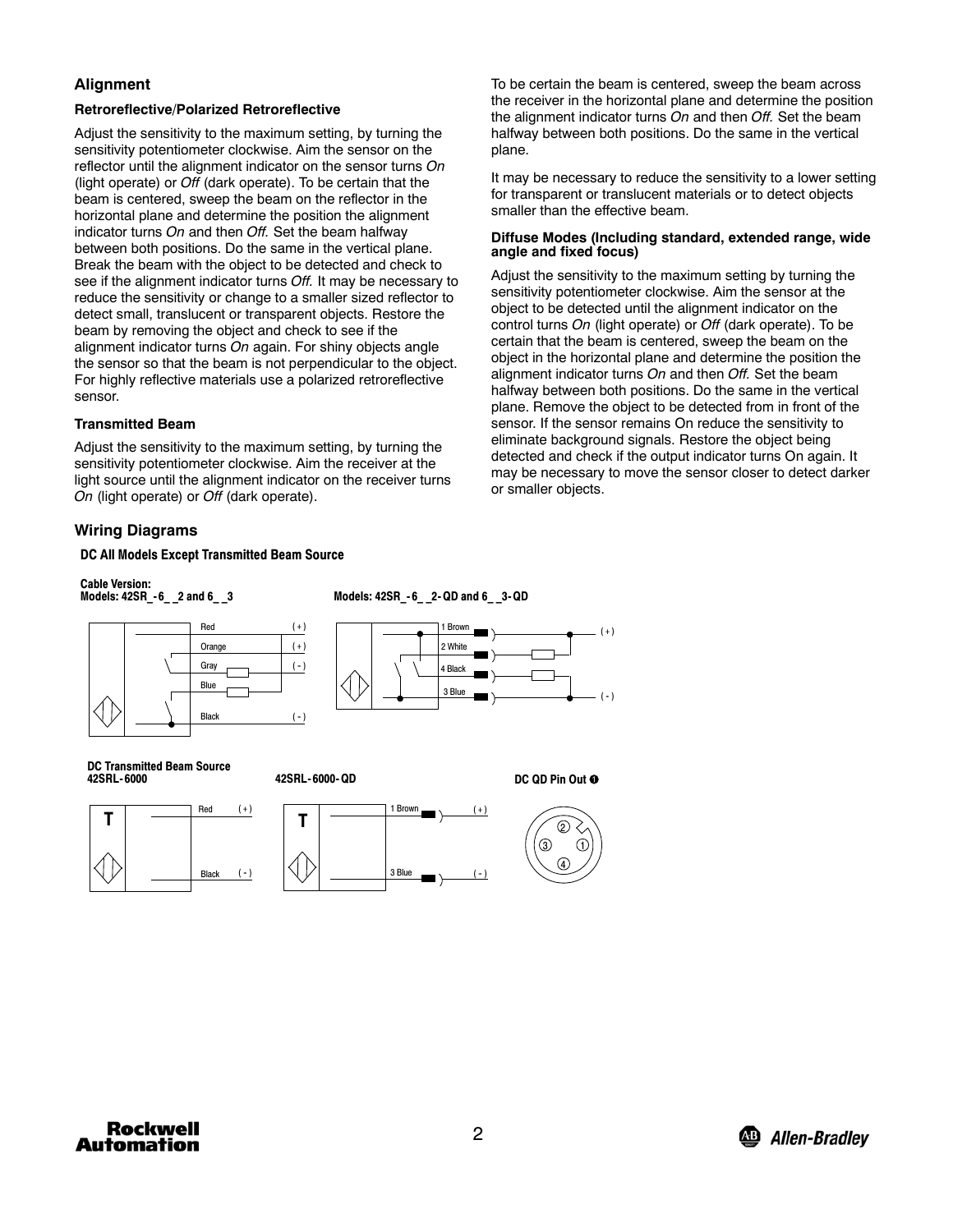## Alignment

### Retroreflective/Polarized Retroreflective

Adjust the sensitivity to the maximum setting, by turning the sensitivity potentiometer clockwise. Aim the sensor on the reflector until the alignment indicator on the sensor turns *On* (light operate) or *Off* (dark operate). To be certain that the beam is centered, sweep the beam on the reflector in the horizontal plane and determine the position the alignment indicator turns *On* and then *Off.* Set the beam halfway between both positions. Do the same in the vertical plane. Break the beam with the object to be detected and check to see if the alignment indicator turns *Off.* It may be necessary to reduce the sensitivity or change to a smaller sized reflector to detect small, translucent or transparent objects. Restore the beam by removing the object and check to see if the alignment indicator turns *On* again. For shiny objects angle the sensor so that the beam is not perpendicular to the object. For highly reflective materials use a polarized retroreflective sensor.

### Transmitted Beam

Adjust the sensitivity to the maximum setting, by turning the sensitivity potentiometer clockwise. Aim the receiver at the light source until the alignment indicator on the receiver turns *On* (light operate) or *Off* (dark operate).

To be certain the beam is centered, sweep the beam across the receiver in the horizontal plane and determine the position the alignment indicator turns *On* and then *Off.* Set the beam halfway between both positions. Do the same in the vertical plane.

It may be necessary to reduce the sensitivity to a lower setting for transparent or translucent materials or to detect objects smaller than the effective beam.

### Diffuse Modes (Including standard, extended range, wide angle and fixed focus)

Adjust the sensitivity to the maximum setting by turning the sensitivity potentiometer clockwise. Aim the sensor at the object to be detected until the alignment indicator on the control turns *On* (light operate) or *Off* (dark operate). To be certain that the beam is centered, sweep the beam on the object in the horizontal plane and determine the position the alignment indicator turns *On* and then *Off.* Set the beam halfway between both positions. Do the same in the vertical plane. Remove the object to be detected from in front of the sensor. If the sensor remains On reduce the sensitivity to eliminate background signals. Restore the object being detected and check if the output indicator turns On again. It may be necessary to move the sensor closer to detect darker or smaller objects.

## Wiring Diagrams

**DC All Models Except Transmitted Beam Source**

**Cable Version:**
**Models: 42SR_-6_ _2 and 6_ _3**

Red (+)
Orange (+)
Gray (-)
Blue
Black (-)

**Models: 42SR_-6_ _2-QD and 6_ _3-QD**

1 Brown (+)
2 White
4 Black
3 Blue (-)

**DC Transmitted Beam Source**
**42SRL-6000**

Red (+)
Black (-)

**42SRL-6000-QD**

1 Brown (+)
3 Blue (-)

**DC QD Pin Out ❶**

1 2 3 4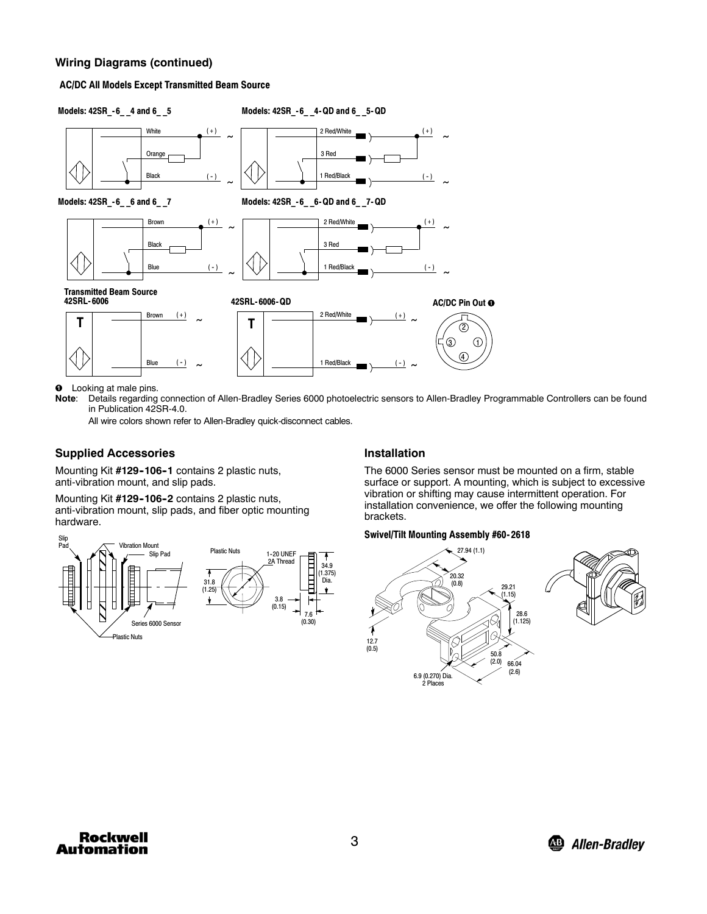## Wiring Diagrams (continued)

### AC/DC All Models Except Transmitted Beam Source

**Models: 42SR_-6_ _4 and 6_ _5**

White (+) ~
Orange
Black (-) ~

**Models: 42SR_-6_ _4-QD and 6_ _5-QD**

2 Red/White (+) ~
3 Red
1 Red/Black (-) ~

**Models: 42SR_-6_ _6 and 6_ _7**

Brown (+) ~
Black
Blue (-) ~

**Models: 42SR_-6_ _6-QD and 6_ _7-QD**

2 Red/White (+) ~
3 Red
1 Red/Black (-) ~

**Transmitted Beam Source 42SRL-6006**

Brown (+) ~
Blue (-) ~

**42SRL-6006-QD**

2 Red/White (+) ~
1 Red/Black (-) ~

**AC/DC Pin Out ❶**

❶ Looking at male pins.

**Note**: Details regarding connection of Allen-Bradley Series 6000 photoelectric sensors to Allen-Bradley Programmable Controllers can be found in Publication 42SR-4.0.

All wire colors shown refer to Allen-Bradley quick-disconnect cables.

## Supplied Accessories

Mounting Kit **#129-106-1** contains 2 plastic nuts, anti-vibration mount, and slip pads.

Mounting Kit **#129-106-2** contains 2 plastic nuts, anti-vibration mount, slip pads, and fiber optic mounting hardware.

Slip Pad, Vibration Mount, Slip Pad, Series 6000 Sensor, Plastic Nuts

Plastic Nuts: 1-20 UNEF 2A Thread; 31.8 (1.25); 34.9 (1.375) Dia.; 3.8 (0.15); 7.6 (0.30)

## Installation

The 6000 Series sensor must be mounted on a firm, stable surface or support. A mounting, which is subject to excessive vibration or shifting may cause intermittent operation. For installation convenience, we offer the following mounting brackets.

### Swivel/Tilt Mounting Assembly #60-2618

27.94 (1.1); 20.32 (0.8); 29.21 (1.15); 28.6 (1.125); 12.7 (0.5); 50.8 (2.0); 66.04 (2.6); 6.9 (0.270) Dia. 2 Places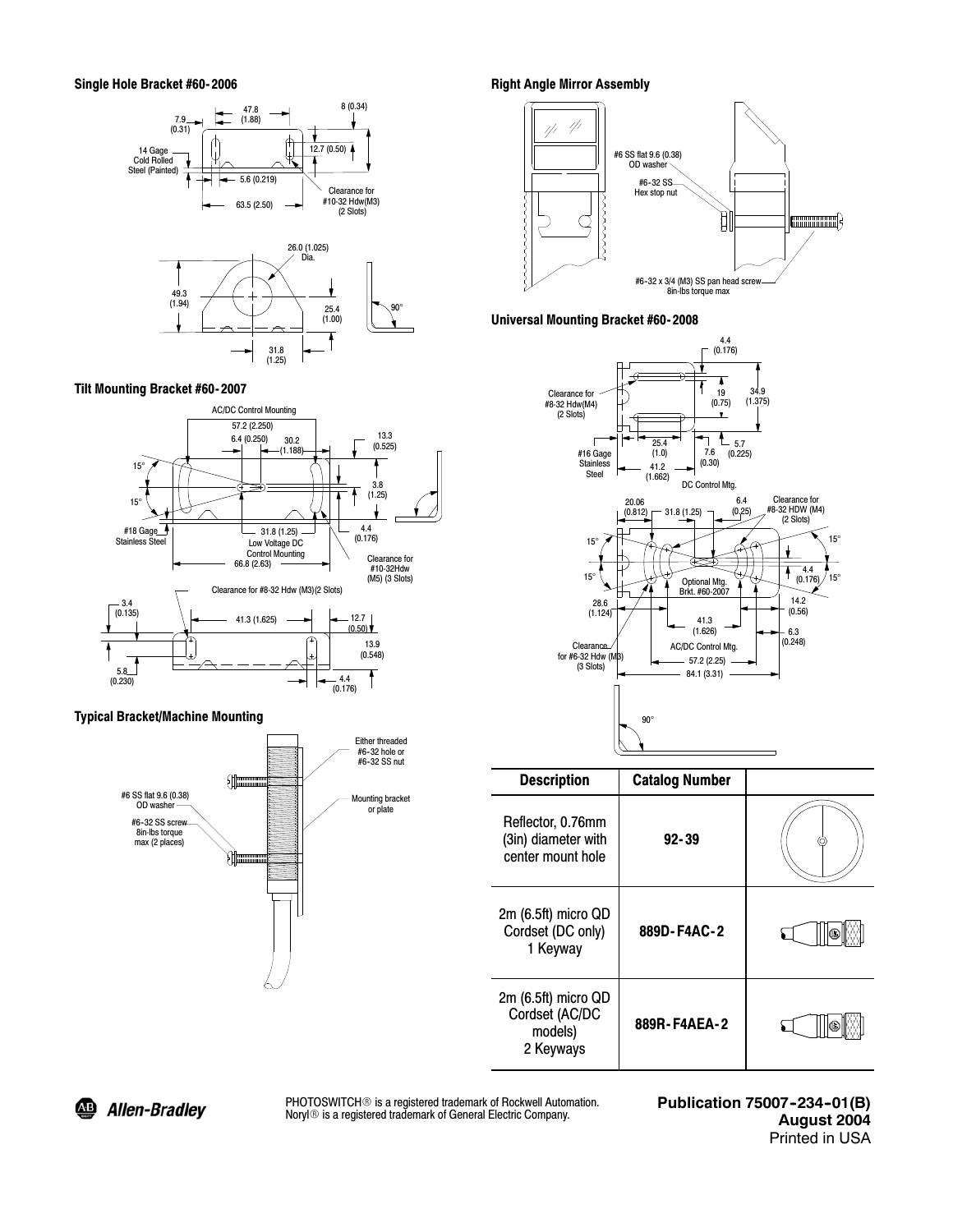### Single Hole Bracket #60-2006

47.8
(1.88)
8 (0.34)
7.9
(0.31)
14 Gage
Cold Rolled
Steel (Painted)
12.7 (0.50)
5.6 (0.219)
63.5 (2.50)
Clearance for
#10-32 Hdw(M3)
(2 Slots)
26.0 (1.025)
Dia.
49.3
(1.94)
25.4
(1.00)
90°
31.8
(1.25)

### Tilt Mounting Bracket #60-2007

AC/DC Control Mounting
57.2 (2.250)
6.4 (0.250)
30.2
(1.188)
13.3
(0.525)
15°
15°
3.8
(1.25)
#18 Gage
Stainless Steel
31.8 (1.25)
Low Voltage DC
Control Mounting
66.8 (2.63)
4.4
(0.176)
Clearance for
#10-32Hdw
(M5) (3 Slots)
Clearance for #8-32 Hdw (M3)(2 Slots)
3.4
(0.135)
41.3 (1.625)
12.7
(0.50)
13.9
(0.548)
5.8
(0.230)
4.4
(0.176)

### Typical Bracket/Machine Mounting

#6 SS flat 9.6 (0.38)
OD washer
#6-32 SS screw
8in-lbs torque
max (2 places)
Either threaded
#6-32 hole or
#6-32 SS nut
Mounting bracket
or plate

### Right Angle Mirror Assembly

#6 SS flat 9.6 (0.38)
OD washer
#6-32 SS
Hex stop nut
#6-32 x 3/4 (M3) SS pan head screw
8in-lbs torque max

### Universal Mounting Bracket #60-2008

4.4
(0.176)
Clearance for
#8-32 Hdw(M4)
(2 Slots)
19
(0.75)
34.9
(1.375)
#16 Gage
Stainless
Steel
25.4
(1.0)
41.2
(1.662)
7.6
(0.30)
5.7
(0.225)
DC Control Mtg.
20.06
(0.812)
31.8 (1.25)
6.4
(0.25)
Clearance for
#8-32 HDW (M4)
(2 Slots)
15°
15°
15°
15°
4.4
(0.176)
Optional Mtg.
Brkt. #60-2007
28.6
(1.124)
41.3
(1.626)
14.2
(0.56)
6.3
(0.248)
Clearance
for #6-32 Hdw (M3)
(3 Slots)
AC/DC Control Mtg.
57.2 (2.25)
84.1 (3.31)
90°

| Description | Catalog Number | |
|---|---|---|
| Reflector, 0.76mm (3in) diameter with center mount hole | **92-39** | |
| 2m (6.5ft) micro QD Cordset (DC only) 1 Keyway | **889D-F4AC-2** | |
| 2m (6.5ft) micro QD Cordset (AC/DC models) 2 Keyways | **889R-F4AEA-2** | |

Allen-Bradley

PHOTOSWITCH® is a registered trademark of Rockwell Automation.
Noryl® is a registered trademark of General Electric Company.

**Publication 75007-234-01(B)**
**August 2004**
Printed in USA